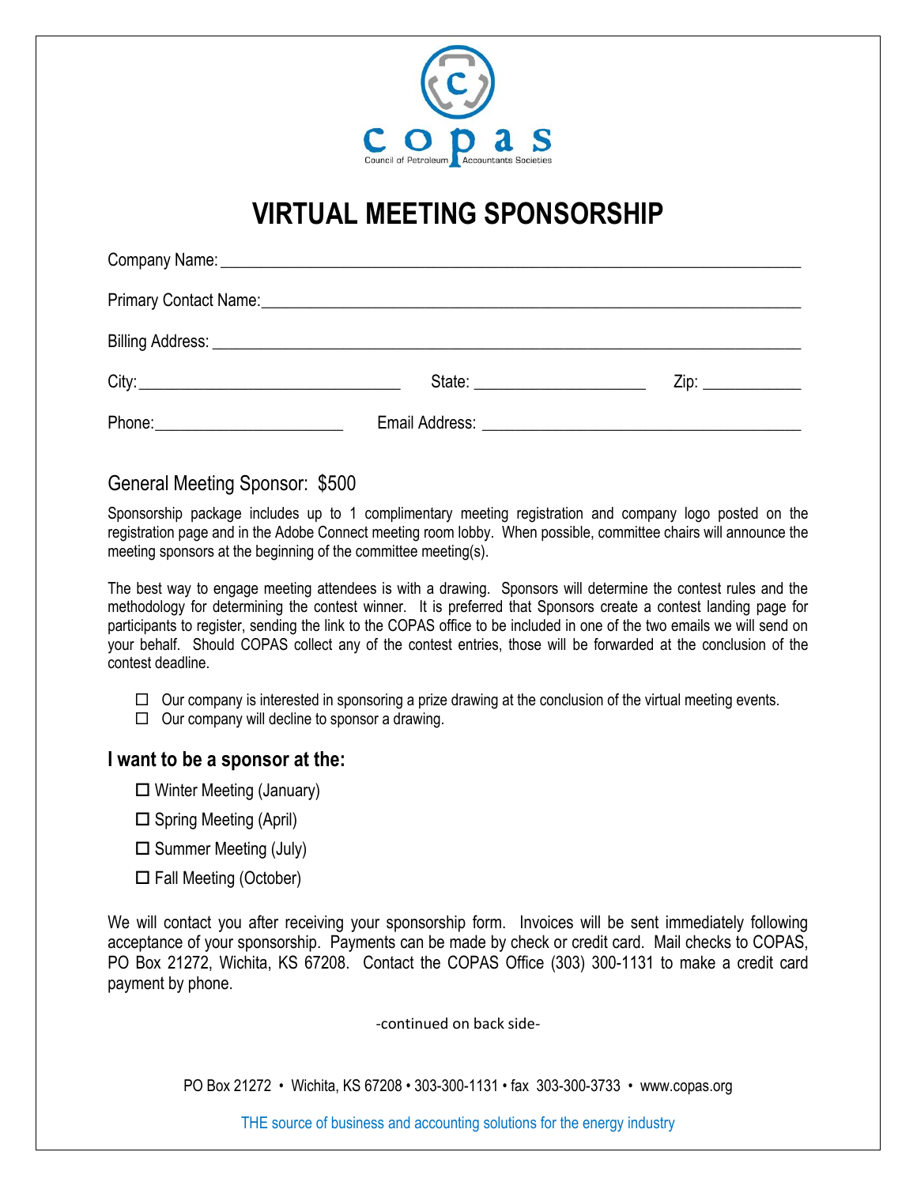copas

Council of Petroleum Accountants Societies

# VIRTUAL MEETING SPONSORSHIP

Company Name: ___________________________________________

Primary Contact Name: ___________________________________________

Billing Address: ___________________________________________

City: ____________________ State: ____________________ Zip: ____________

Phone: ____________________ Email Address: ____________________

## General Meeting Sponsor: $500

Sponsorship package includes up to 1 complimentary meeting registration and company logo posted on the registration page and in the Adobe Connect meeting room lobby. When possible, committee chairs will announce the meeting sponsors at the beginning of the committee meeting(s).

The best way to engage meeting attendees is with a drawing. Sponsors will determine the contest rules and the methodology for determining the contest winner. It is preferred that Sponsors create a contest landing page for participants to register, sending the link to the COPAS office to be included in one of the two emails we will send on your behalf. Should COPAS collect any of the contest entries, those will be forwarded at the conclusion of the contest deadline.

- ☐ Our company is interested in sponsoring a prize drawing at the conclusion of the virtual meeting events.
- ☐ Our company will decline to sponsor a drawing.

### I want to be a sponsor at the:

- ☐ Winter Meeting (January)
- ☐ Spring Meeting (April)
- ☐ Summer Meeting (July)
- ☐ Fall Meeting (October)

We will contact you after receiving your sponsorship form. Invoices will be sent immediately following acceptance of your sponsorship. Payments can be made by check or credit card. Mail checks to COPAS, PO Box 21272, Wichita, KS 67208. Contact the COPAS Office (303) 300-1131 to make a credit card payment by phone.

-continued on back side-

PO Box 21272 • Wichita, KS 67208 • 303-300-1131 • fax 303-300-3733 • www.copas.org

THE source of business and accounting solutions for the energy industry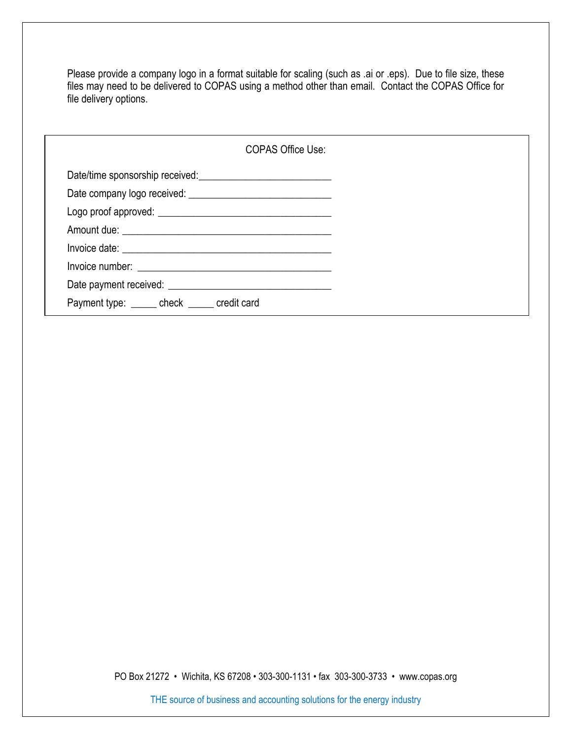Please provide a company logo in a format suitable for scaling (such as .ai or .eps). Due to file size, these files may need to be delivered to COPAS using a method other than email. Contact the COPAS Office for file delivery options.

COPAS Office Use:

Date/time sponsorship received:_________________________

Date company logo received: ___________________________

Logo proof approved: ________________________________

Amount due: _______________________________________

Invoice date: _______________________________________

Invoice number: _____________________________________

Date payment received: ______________________________

Payment type: _____ check _____ credit card

PO Box 21272 • Wichita, KS 67208 • 303-300-1131 • fax 303-300-3733 • www.copas.org

THE source of business and accounting solutions for the energy industry